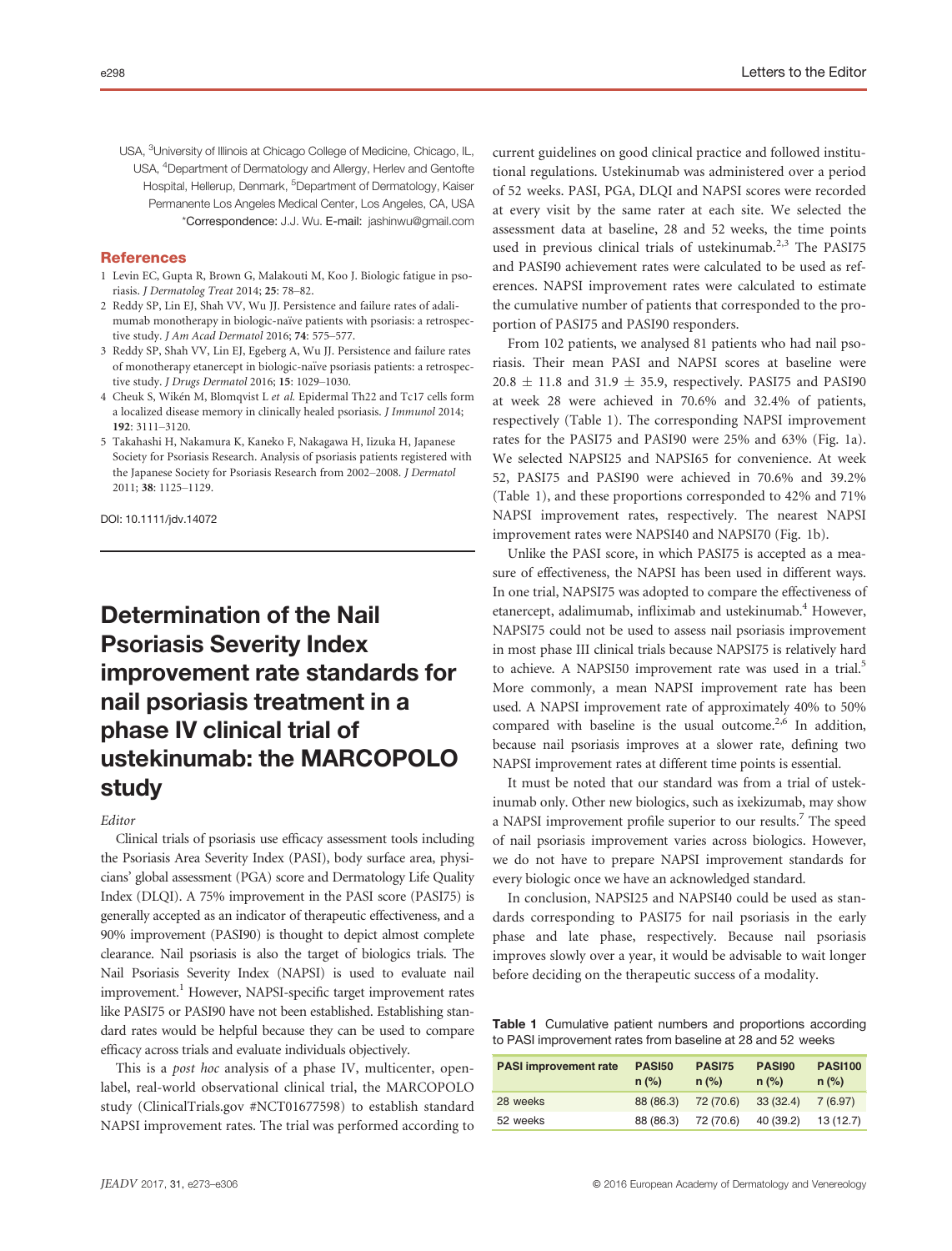USA, [3]University of Illinois at Chicago College of Medicine, Chicago, IL, USA, [4]Department of Dermatology and Allergy, Herlev and Gentofte Hospital, Hellerup, Denmark, [5]Department of Dermatology, Kaiser Permanente Los Angeles Medical Center, Los Angeles, CA, USA
*Correspondence: J.J. Wu. E-mail: jashinwu@gmail.com

## References

1 Levin EC, Gupta R, Brown G, Malakouti M, Koo J. Biologic fatigue in psoriasis. *J Dermatolog Treat* 2014; **25**: 78–82.
2 Reddy SP, Lin EJ, Shah VV, Wu JJ. Persistence and failure rates of adalimumab monotherapy in biologic-naïve patients with psoriasis: a retrospective study. *J Am Acad Dermatol* 2016; **74**: 575–577.
3 Reddy SP, Shah VV, Lin EJ, Egeberg A, Wu JJ. Persistence and failure rates of monotherapy etanercept in biologic-naïve psoriasis patients: a retrospective study. *J Drugs Dermatol* 2016; **15**: 1029–1030.
4 Cheuk S, Wikén M, Blomqvist L *et al.* Epidermal Th22 and Tc17 cells form a localized disease memory in clinically healed psoriasis. *J Immunol* 2014; **192**: 3111–3120.
5 Takahashi H, Nakamura K, Kaneko F, Nakagawa H, Iizuka H, Japanese Society for Psoriasis Research. Analysis of psoriasis patients registered with the Japanese Society for Psoriasis Research from 2002–2008. *J Dermatol* 2011; **38**: 1125–1129.

DOI: 10.1111/jdv.14072

# Determination of the Nail Psoriasis Severity Index improvement rate standards for nail psoriasis treatment in a phase IV clinical trial of ustekinumab: the MARCOPOLO study

*Editor*

Clinical trials of psoriasis use efficacy assessment tools including the Psoriasis Area Severity Index (PASI), body surface area, physicians' global assessment (PGA) score and Dermatology Life Quality Index (DLQI). A 75% improvement in the PASI score (PASI75) is generally accepted as an indicator of therapeutic effectiveness, and a 90% improvement (PASI90) is thought to depict almost complete clearance. Nail psoriasis is also the target of biologics trials. The Nail Psoriasis Severity Index (NAPSI) is used to evaluate nail improvement.[1] However, NAPSI-specific target improvement rates like PASI75 or PASI90 have not been established. Establishing standard rates would be helpful because they can be used to compare efficacy across trials and evaluate individuals objectively.

This is a *post hoc* analysis of a phase IV, multicenter, open-label, real-world observational clinical trial, the MARCOPOLO study (ClinicalTrials.gov #NCT01677598) to establish standard NAPSI improvement rates. The trial was performed according to current guidelines on good clinical practice and followed institutional regulations. Ustekinumab was administered over a period of 52 weeks. PASI, PGA, DLQI and NAPSI scores were recorded at every visit by the same rater at each site. We selected the assessment data at baseline, 28 and 52 weeks, the time points used in previous clinical trials of ustekinumab.[2,3] The PASI75 and PASI90 achievement rates were calculated to be used as references. NAPSI improvement rates were calculated to estimate the cumulative number of patients that corresponded to the proportion of PASI75 and PASI90 responders.

From 102 patients, we analysed 81 patients who had nail psoriasis. Their mean PASI and NAPSI scores at baseline were $20.8 \pm 11.8$ and $31.9 \pm 35.9$, respectively. PASI75 and PASI90 at week 28 were achieved in 70.6% and 32.4% of patients, respectively (Table 1). The corresponding NAPSI improvement rates for the PASI75 and PASI90 were 25% and 63% (Fig. 1a). We selected NAPSI25 and NAPSI65 for convenience. At week 52, PASI75 and PASI90 were achieved in 70.6% and 39.2% (Table 1), and these proportions corresponded to 42% and 71% NAPSI improvement rates, respectively. The nearest NAPSI improvement rates were NAPSI40 and NAPSI70 (Fig. 1b).

Unlike the PASI score, in which PASI75 is accepted as a measure of effectiveness, the NAPSI has been used in different ways. In one trial, NAPSI75 was adopted to compare the effectiveness of etanercept, adalimumab, infliximab and ustekinumab.[4] However, NAPSI75 could not be used to assess nail psoriasis improvement in most phase III clinical trials because NAPSI75 is relatively hard to achieve. A NAPSI50 improvement rate was used in a trial.[5] More commonly, a mean NAPSI improvement rate has been used. A NAPSI improvement rate of approximately 40% to 50% compared with baseline is the usual outcome.[2,6] In addition, because nail psoriasis improves at a slower rate, defining two NAPSI improvement rates at different time points is essential.

It must be noted that our standard was from a trial of ustekinumab only. Other new biologics, such as ixekizumab, may show a NAPSI improvement profile superior to our results.[7] The speed of nail psoriasis improvement varies across biologics. However, we do not have to prepare NAPSI improvement standards for every biologic once we have an acknowledged standard.

In conclusion, NAPSI25 and NAPSI40 could be used as standards corresponding to PASI75 for nail psoriasis in the early phase and late phase, respectively. Because nail psoriasis improves slowly over a year, it would be advisable to wait longer before deciding on the therapeutic success of a modality.

**Table 1** Cumulative patient numbers and proportions according to PASI improvement rates from baseline at 28 and 52 weeks

| PASI improvement rate | PASI50 n (%) | PASI75 n (%) | PASI90 n (%) | PASI100 n (%) |
|---|---|---|---|---|
| 28 weeks | 88 (86.3) | 72 (70.6) | 33 (32.4) | 7 (6.97) |
| 52 weeks | 88 (86.3) | 72 (70.6) | 40 (39.2) | 13 (12.7) |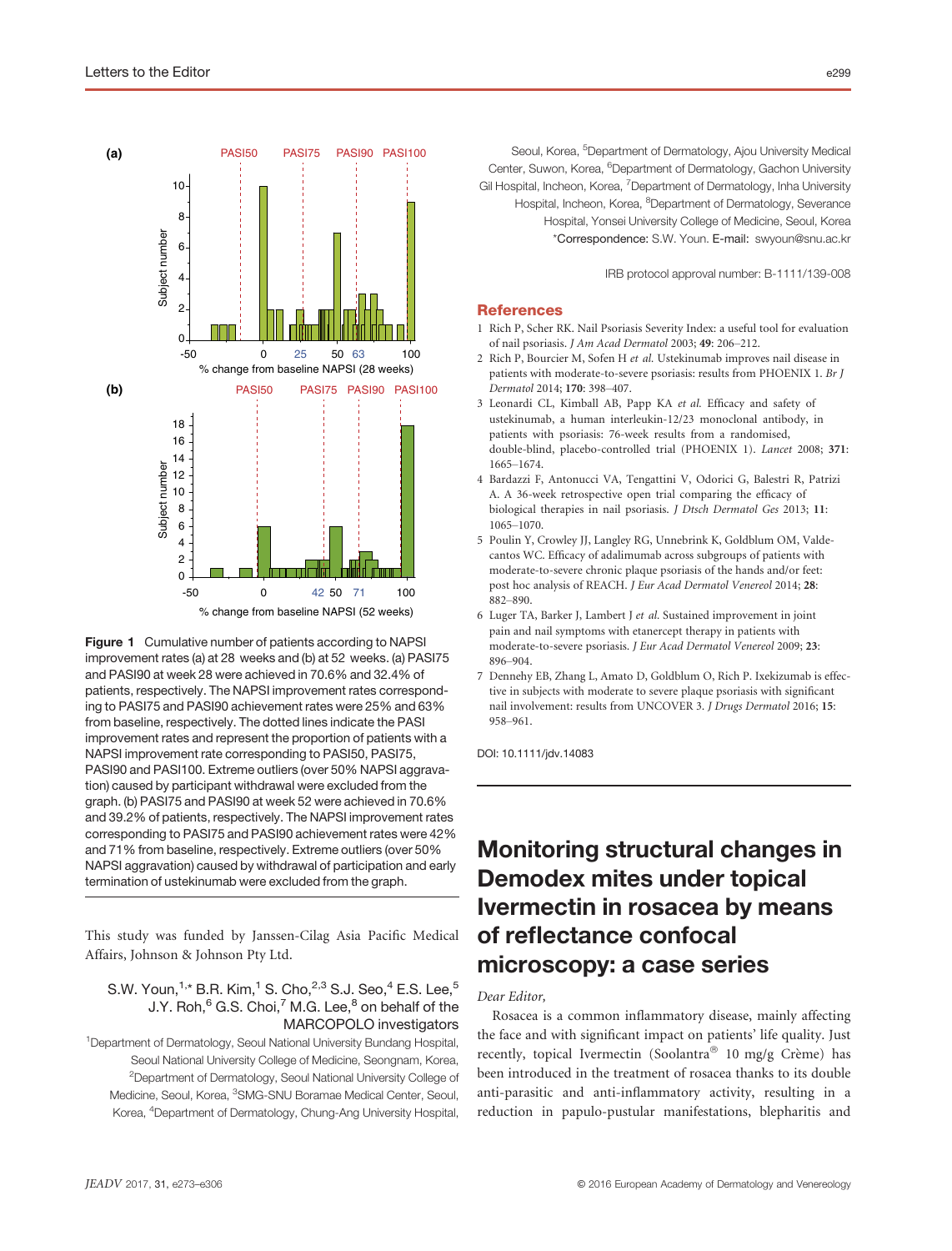(a)

PASI50 PASI75 PASI90 PASI100

Subject number

10
8
6
4
2
0

-50 0 25 50 63 100

% change from baseline NAPSI (28 weeks)

(b)

PASI50 PASI75 PASI90 PASI100

Subject number

18
16
14
12
10
8
6
4
2
0

-50 0 42 50 71 100

% change from baseline NAPSI (52 weeks)

**Figure 1** Cumulative number of patients according to NAPSI improvement rates (a) at 28 weeks and (b) at 52 weeks. (a) PASI75 and PASI90 at week 28 were achieved in 70.6% and 32.4% of patients, respectively. The NAPSI improvement rates corresponding to PASI75 and PASI90 achievement rates were 25% and 63% from baseline, respectively. The dotted lines indicate the PASI improvement rates and represent the proportion of patients with a NAPSI improvement rate corresponding to PASI50, PASI75, PASI90 and PASI100. Extreme outliers (over 50% NAPSI aggravation) caused by participant withdrawal were excluded from the graph. (b) PASI75 and PASI90 at week 52 were achieved in 70.6% and 39.2% of patients, respectively. The NAPSI improvement rates corresponding to PASI75 and PASI90 achievement rates were 42% and 71% from baseline, respectively. Extreme outliers (over 50% NAPSI aggravation) caused by withdrawal of participation and early termination of ustekinumab were excluded from the graph.

This study was funded by Janssen-Cilag Asia Pacific Medical Affairs, Johnson & Johnson Pty Ltd.

S.W. Youn,[1,*] B.R. Kim,[1] S. Cho,[2,3] S.J. Seo,[4] E.S. Lee,[5] J.Y. Roh,[6] G.S. Choi,[7] M.G. Lee,[8] on behalf of the MARCOPOLO investigators

[1]Department of Dermatology, Seoul National University Bundang Hospital, Seoul National University College of Medicine, Seongnam, Korea, [2]Department of Dermatology, Seoul National University College of Medicine, Seoul, Korea, [3]SMG-SNU Boramae Medical Center, Seoul, Korea, [4]Department of Dermatology, Chung-Ang University Hospital, Seoul, Korea, [5]Department of Dermatology, Ajou University Medical Center, Suwon, Korea, [6]Department of Dermatology, Gachon University Gil Hospital, Incheon, Korea, [7]Department of Dermatology, Inha University Hospital, Incheon, Korea, [8]Department of Dermatology, Severance Hospital, Yonsei University College of Medicine, Seoul, Korea

*Correspondence: S.W. Youn. E-mail: swyoun@snu.ac.kr

IRB protocol approval number: B-1111/139-008

## References

1. Rich P, Scher RK. Nail Psoriasis Severity Index: a useful tool for evaluation of nail psoriasis. *J Am Acad Dermatol* 2003; **49**: 206–212.
2. Rich P, Bourcier M, Sofen H *et al.* Ustekinumab improves nail disease in patients with moderate-to-severe psoriasis: results from PHOENIX 1. *Br J Dermatol* 2014; **170**: 398–407.
3. Leonardi CL, Kimball AB, Papp KA *et al.* Efficacy and safety of ustekinumab, a human interleukin-12/23 monoclonal antibody, in patients with psoriasis: 76-week results from a randomised, double-blind, placebo-controlled trial (PHOENIX 1). *Lancet* 2008; **371**: 1665–1674.
4. Bardazzi F, Antonucci VA, Tengattini V, Odorici G, Balestri R, Patrizi A. A 36-week retrospective open trial comparing the efficacy of biological therapies in nail psoriasis. *J Dtsch Dermatol Ges* 2013; **11**: 1065–1070.
5. Poulin Y, Crowley JJ, Langley RG, Unnebrink K, Goldblum OM, Valdecantos WC. Efficacy of adalimumab across subgroups of patients with moderate-to-severe chronic plaque psoriasis of the hands and/or feet: post hoc analysis of REACH. *J Eur Acad Dermatol Venereol* 2014; **28**: 882–890.
6. Luger TA, Barker J, Lambert J *et al.* Sustained improvement in joint pain and nail symptoms with etanercept therapy in patients with moderate-to-severe psoriasis. *J Eur Acad Dermatol Venereol* 2009; **23**: 896–904.
7. Dennehy EB, Zhang L, Amato D, Goldblum O, Rich P. Ixekizumab is effective in subjects with moderate to severe plaque psoriasis with significant nail involvement: results from UNCOVER 3. *J Drugs Dermatol* 2016; **15**: 958–961.

DOI: 10.1111/jdv.14083

# Monitoring structural changes in Demodex mites under topical Ivermectin in rosacea by means of reflectance confocal microscopy: a case series

*Dear Editor,*

Rosacea is a common inflammatory disease, mainly affecting the face and with significant impact on patients' life quality. Just recently, topical Ivermectin (Soolantra® 10 mg/g Crème) has been introduced in the treatment of rosacea thanks to its double anti-parasitic and anti-inflammatory activity, resulting in a reduction in papulo-pustular manifestations, blepharitis and